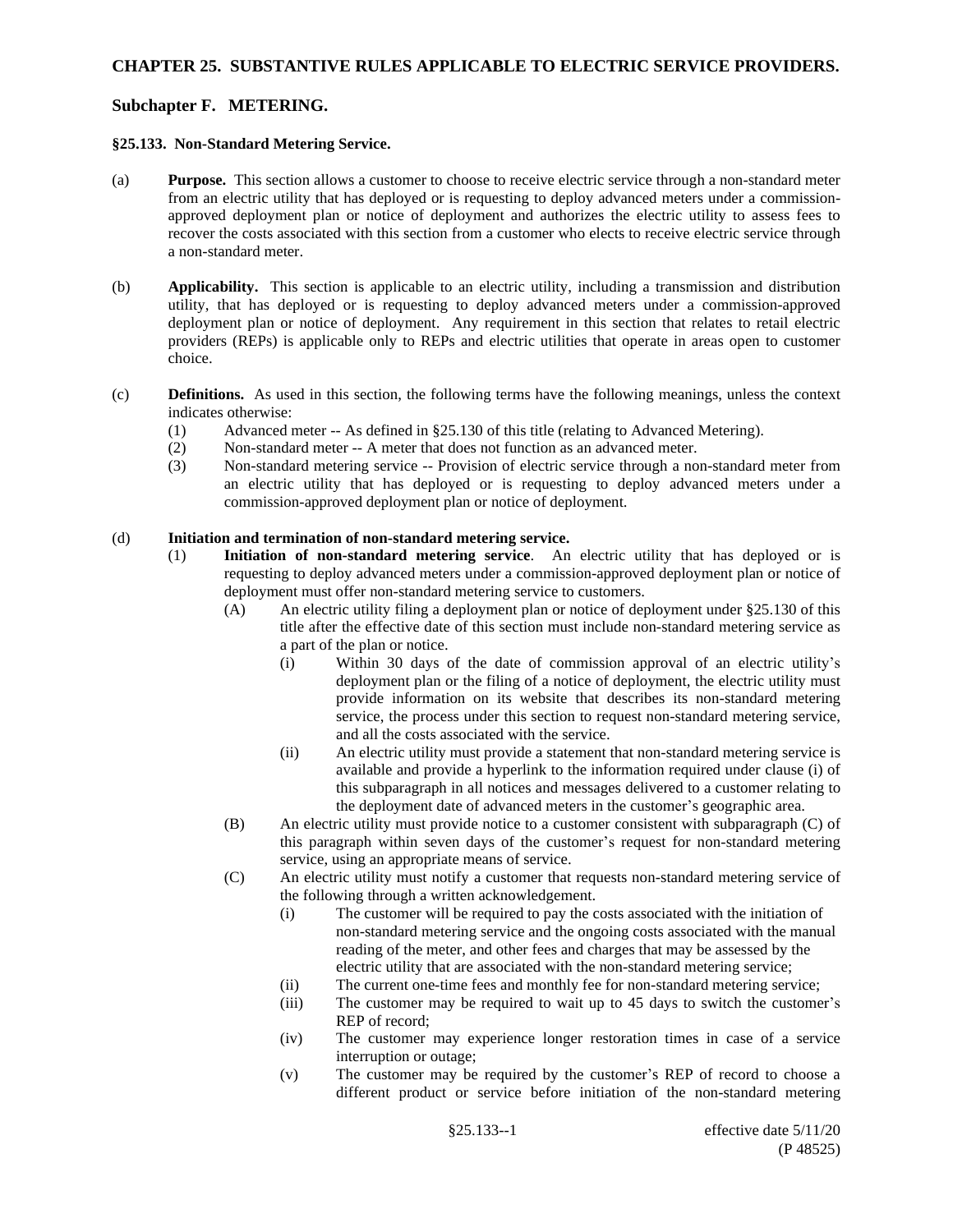## CHAPTER 25. SUBSTANTIVE RULES APPLICABLE TO ELECTRIC SERVICE PROVIDERS.

### Subchapter F. METERING.

#### §25.133. Non-Standard Metering Service.

(a) **Purpose.** This section allows a customer to choose to receive electric service through a non-standard meter from an electric utility that has deployed or is requesting to deploy advanced meters under a commission-approved deployment plan or notice of deployment and authorizes the electric utility to assess fees to recover the costs associated with this section from a customer who elects to receive electric service through a non-standard meter.

(b) **Applicability.** This section is applicable to an electric utility, including a transmission and distribution utility, that has deployed or is requesting to deploy advanced meters under a commission-approved deployment plan or notice of deployment. Any requirement in this section that relates to retail electric providers (REPs) is applicable only to REPs and electric utilities that operate in areas open to customer choice.

(c) **Definitions.** As used in this section, the following terms have the following meanings, unless the context indicates otherwise:

(1) Advanced meter -- As defined in §25.130 of this title (relating to Advanced Metering).

(2) Non-standard meter -- A meter that does not function as an advanced meter.

(3) Non-standard metering service -- Provision of electric service through a non-standard meter from an electric utility that has deployed or is requesting to deploy advanced meters under a commission-approved deployment plan or notice of deployment.

(d) **Initiation and termination of non-standard metering service.**

(1) **Initiation of non-standard metering service**. An electric utility that has deployed or is requesting to deploy advanced meters under a commission-approved deployment plan or notice of deployment must offer non-standard metering service to customers.

(A) An electric utility filing a deployment plan or notice of deployment under §25.130 of this title after the effective date of this section must include non-standard metering service as a part of the plan or notice.

(i) Within 30 days of the date of commission approval of an electric utility's deployment plan or the filing of a notice of deployment, the electric utility must provide information on its website that describes its non-standard metering service, the process under this section to request non-standard metering service, and all the costs associated with the service.

(ii) An electric utility must provide a statement that non-standard metering service is available and provide a hyperlink to the information required under clause (i) of this subparagraph in all notices and messages delivered to a customer relating to the deployment date of advanced meters in the customer's geographic area.

(B) An electric utility must provide notice to a customer consistent with subparagraph (C) of this paragraph within seven days of the customer's request for non-standard metering service, using an appropriate means of service.

(C) An electric utility must notify a customer that requests non-standard metering service of the following through a written acknowledgement.

(i) The customer will be required to pay the costs associated with the initiation of non-standard metering service and the ongoing costs associated with the manual reading of the meter, and other fees and charges that may be assessed by the electric utility that are associated with the non-standard metering service;

(ii) The current one-time fees and monthly fee for non-standard metering service;

(iii) The customer may be required to wait up to 45 days to switch the customer's REP of record;

(iv) The customer may experience longer restoration times in case of a service interruption or outage;

(v) The customer may be required by the customer's REP of record to choose a different product or service before initiation of the non-standard metering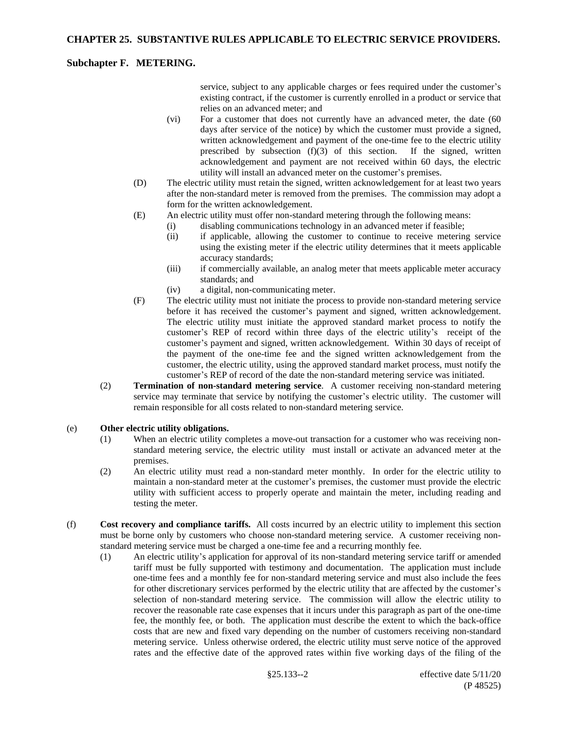service, subject to any applicable charges or fees required under the customer's existing contract, if the customer is currently enrolled in a product or service that relies on an advanced meter; and

(vi) For a customer that does not currently have an advanced meter, the date (60 days after service of the notice) by which the customer must provide a signed, written acknowledgement and payment of the one-time fee to the electric utility prescribed by subsection (f)(3) of this section. If the signed, written acknowledgement and payment are not received within 60 days, the electric utility will install an advanced meter on the customer's premises.

(D) The electric utility must retain the signed, written acknowledgement for at least two years after the non-standard meter is removed from the premises. The commission may adopt a form for the written acknowledgement.

(E) An electric utility must offer non-standard metering through the following means:

(i) disabling communications technology in an advanced meter if feasible;

(ii) if applicable, allowing the customer to continue to receive metering service using the existing meter if the electric utility determines that it meets applicable accuracy standards;

(iii) if commercially available, an analog meter that meets applicable meter accuracy standards; and

(iv) a digital, non-communicating meter.

(F) The electric utility must not initiate the process to provide non-standard metering service before it has received the customer's payment and signed, written acknowledgement. The electric utility must initiate the approved standard market process to notify the customer's REP of record within three days of the electric utility's receipt of the customer's payment and signed, written acknowledgement. Within 30 days of receipt of the payment of the one-time fee and the signed written acknowledgement from the customer, the electric utility, using the approved standard market process, must notify the customer's REP of record of the date the non-standard metering service was initiated.

(2) **Termination of non-standard metering service**. A customer receiving non-standard metering service may terminate that service by notifying the customer's electric utility. The customer will remain responsible for all costs related to non-standard metering service.

(e) **Other electric utility obligations.**

(1) When an electric utility completes a move-out transaction for a customer who was receiving non-standard metering service, the electric utility must install or activate an advanced meter at the premises.

(2) An electric utility must read a non-standard meter monthly. In order for the electric utility to maintain a non-standard meter at the customer's premises, the customer must provide the electric utility with sufficient access to properly operate and maintain the meter, including reading and testing the meter.

(f) **Cost recovery and compliance tariffs.** All costs incurred by an electric utility to implement this section must be borne only by customers who choose non-standard metering service. A customer receiving non-standard metering service must be charged a one-time fee and a recurring monthly fee.

(1) An electric utility's application for approval of its non-standard metering service tariff or amended tariff must be fully supported with testimony and documentation. The application must include one-time fees and a monthly fee for non-standard metering service and must also include the fees for other discretionary services performed by the electric utility that are affected by the customer's selection of non-standard metering service. The commission will allow the electric utility to recover the reasonable rate case expenses that it incurs under this paragraph as part of the one-time fee, the monthly fee, or both. The application must describe the extent to which the back-office costs that are new and fixed vary depending on the number of customers receiving non-standard metering service. Unless otherwise ordered, the electric utility must serve notice of the approved rates and the effective date of the approved rates within five working days of the filing of the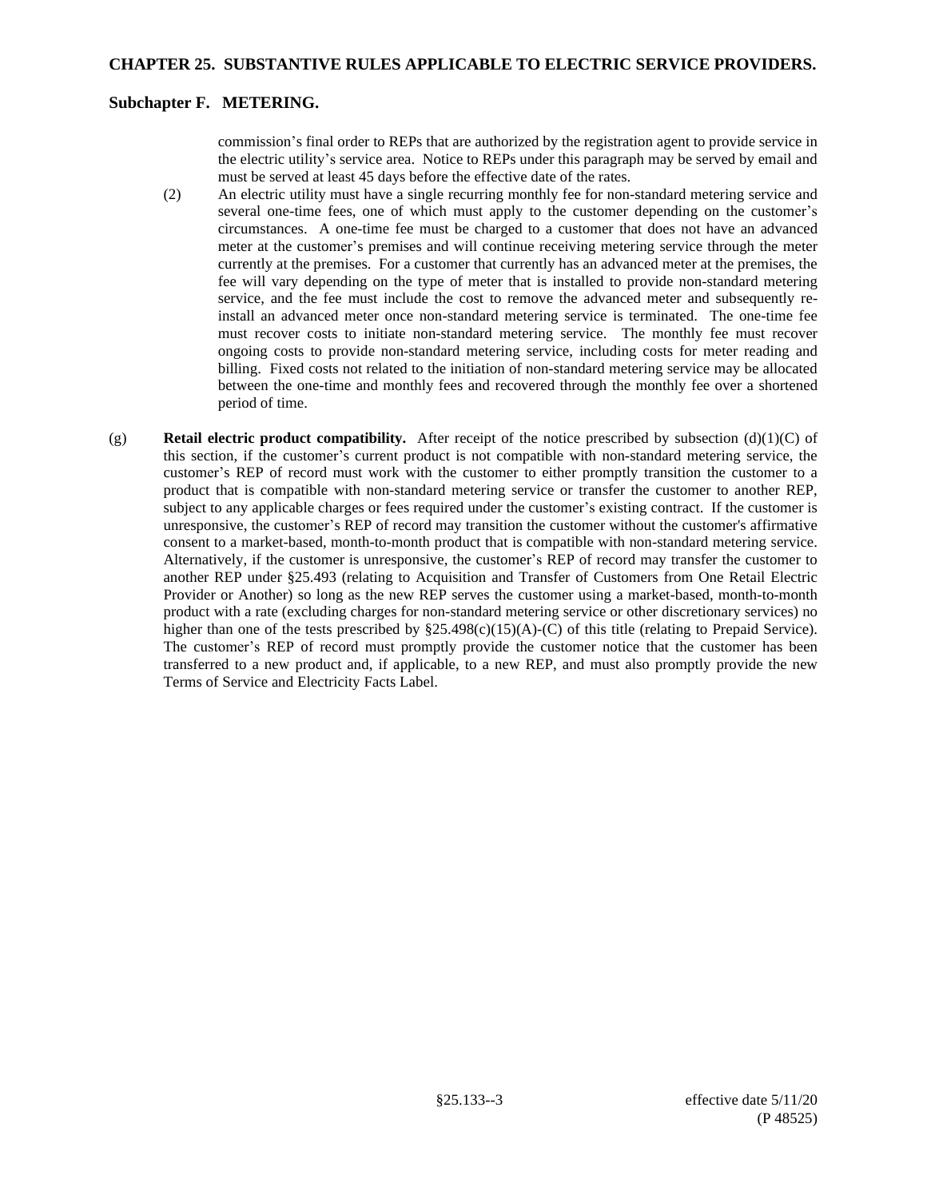commission's final order to REPs that are authorized by the registration agent to provide service in the electric utility's service area. Notice to REPs under this paragraph may be served by email and must be served at least 45 days before the effective date of the rates.

(2) An electric utility must have a single recurring monthly fee for non-standard metering service and several one-time fees, one of which must apply to the customer depending on the customer's circumstances. A one-time fee must be charged to a customer that does not have an advanced meter at the customer's premises and will continue receiving metering service through the meter currently at the premises. For a customer that currently has an advanced meter at the premises, the fee will vary depending on the type of meter that is installed to provide non-standard metering service, and the fee must include the cost to remove the advanced meter and subsequently re-install an advanced meter once non-standard metering service is terminated. The one-time fee must recover costs to initiate non-standard metering service. The monthly fee must recover ongoing costs to provide non-standard metering service, including costs for meter reading and billing. Fixed costs not related to the initiation of non-standard metering service may be allocated between the one-time and monthly fees and recovered through the monthly fee over a shortened period of time.

(g) **Retail electric product compatibility.** After receipt of the notice prescribed by subsection (d)(1)(C) of this section, if the customer's current product is not compatible with non-standard metering service, the customer's REP of record must work with the customer to either promptly transition the customer to a product that is compatible with non-standard metering service or transfer the customer to another REP, subject to any applicable charges or fees required under the customer's existing contract. If the customer is unresponsive, the customer's REP of record may transition the customer without the customer's affirmative consent to a market-based, month-to-month product that is compatible with non-standard metering service. Alternatively, if the customer is unresponsive, the customer's REP of record may transfer the customer to another REP under §25.493 (relating to Acquisition and Transfer of Customers from One Retail Electric Provider or Another) so long as the new REP serves the customer using a market-based, month-to-month product with a rate (excluding charges for non-standard metering service or other discretionary services) no higher than one of the tests prescribed by §25.498(c)(15)(A)-(C) of this title (relating to Prepaid Service). The customer's REP of record must promptly provide the customer notice that the customer has been transferred to a new product and, if applicable, to a new REP, and must also promptly provide the new Terms of Service and Electricity Facts Label.